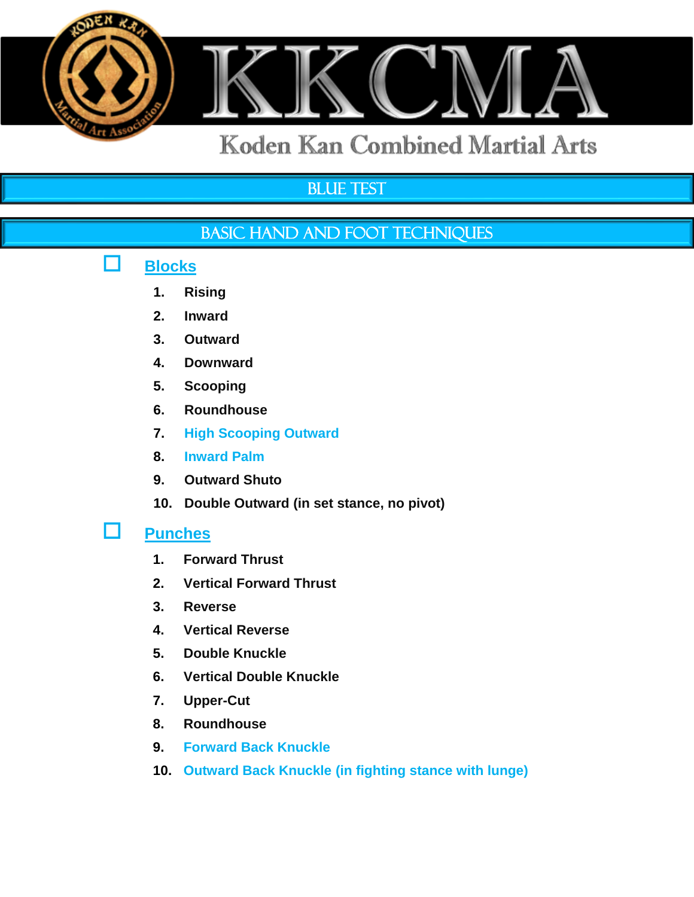# KKCMA

Koden Kan Combined Martial Arts

## BLUE TEST

## BASIC HAND AND FOOT TECHNIQUES

☐ **Blocks**

1. **Rising**
2. **Inward**
3. **Outward**
4. **Downward**
5. **Scooping**
6. **Roundhouse**
7. **High Scooping Outward**
8. **Inward Palm**
9. **Outward Shuto**
10. **Double Outward (in set stance, no pivot)**

☐ **Punches**

1. **Forward Thrust**
2. **Vertical Forward Thrust**
3. **Reverse**
4. **Vertical Reverse**
5. **Double Knuckle**
6. **Vertical Double Knuckle**
7. **Upper-Cut**
8. **Roundhouse**
9. **Forward Back Knuckle**
10. **Outward Back Knuckle (in fighting stance with lunge)**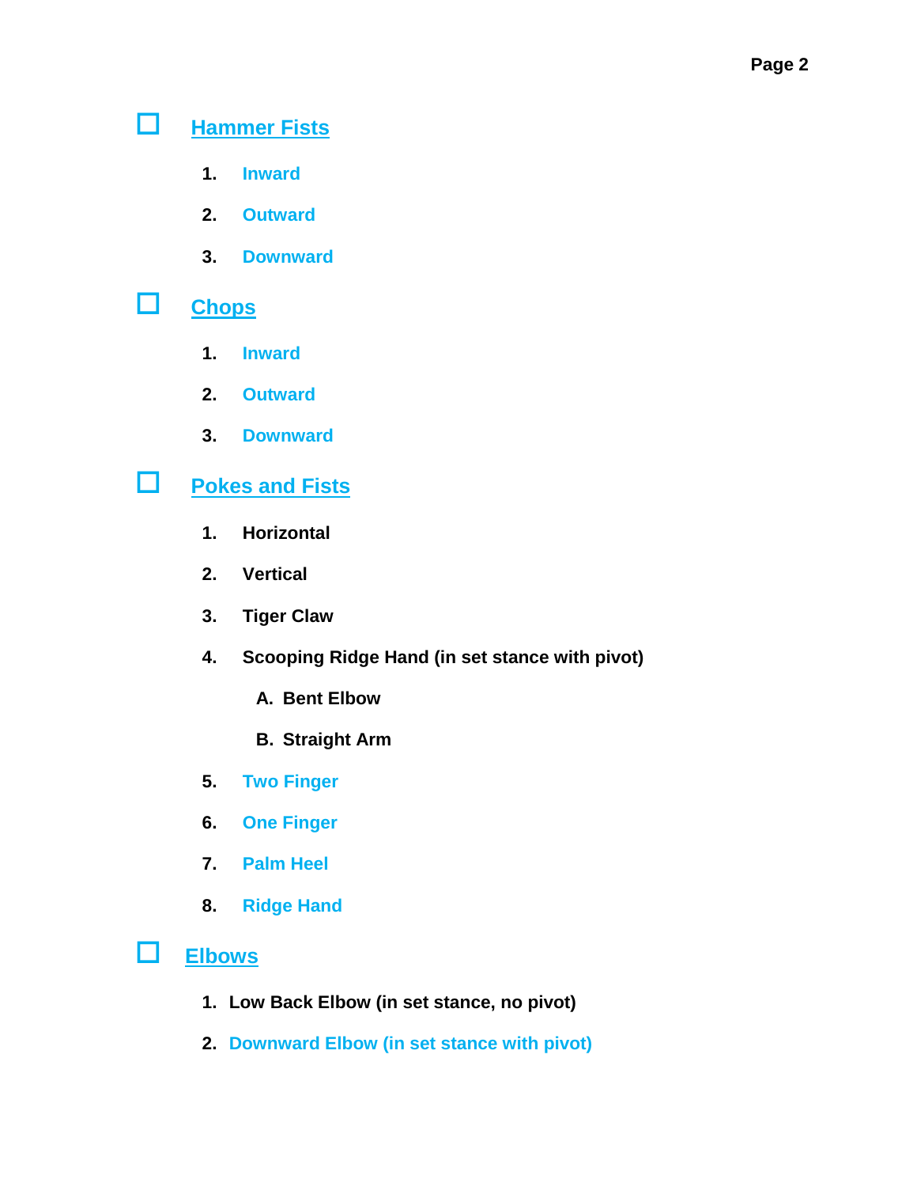- [ ] **Hammer Fists**

1. **Inward**
2. **Outward**
3. **Downward**

- [ ] **Chops**

1. **Inward**
2. **Outward**
3. **Downward**

- [ ] **Pokes and Fists**

1. **Horizontal**
2. **Vertical**
3. **Tiger Claw**
4. **Scooping Ridge Hand (in set stance with pivot)**
   - **A. Bent Elbow**
   - **B. Straight Arm**
5. **Two Finger**
6. **One Finger**
7. **Palm Heel**
8. **Ridge Hand**

- [ ] **Elbows**

1. **Low Back Elbow (in set stance, no pivot)**
2. **Downward Elbow (in set stance with pivot)**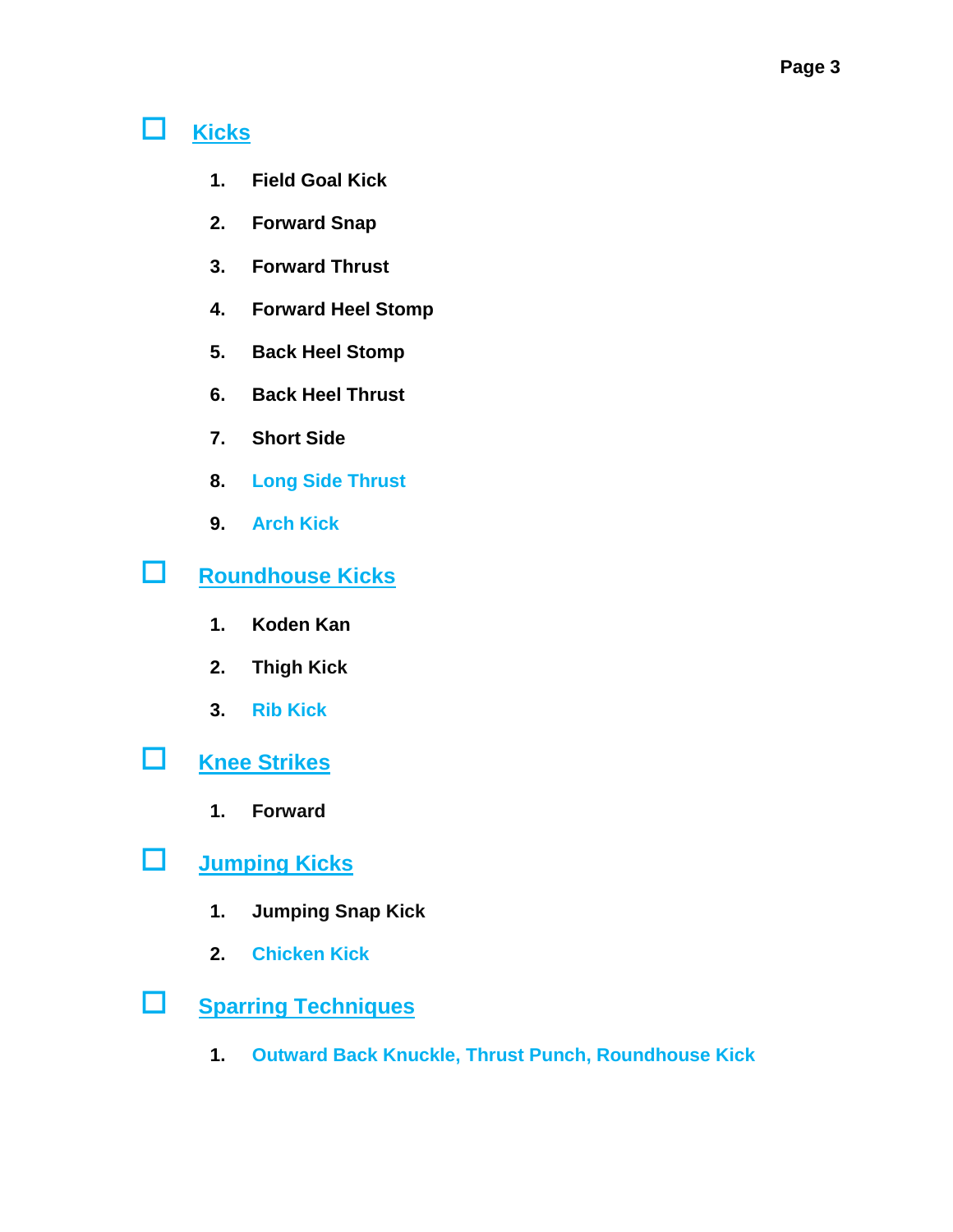- [ ] **Kicks**

  1. **Field Goal Kick**
  2. **Forward Snap**
  3. **Forward Thrust**
  4. **Forward Heel Stomp**
  5. **Back Heel Stomp**
  6. **Back Heel Thrust**
  7. **Short Side**
  8. **Long Side Thrust**
  9. **Arch Kick**

- [ ] **Roundhouse Kicks**

  1. **Koden Kan**
  2. **Thigh Kick**
  3. **Rib Kick**

- [ ] **Knee Strikes**

  1. **Forward**

- [ ] **Jumping Kicks**

  1. **Jumping Snap Kick**
  2. **Chicken Kick**

- [ ] **Sparring Techniques**

  1. **Outward Back Knuckle, Thrust Punch, Roundhouse Kick**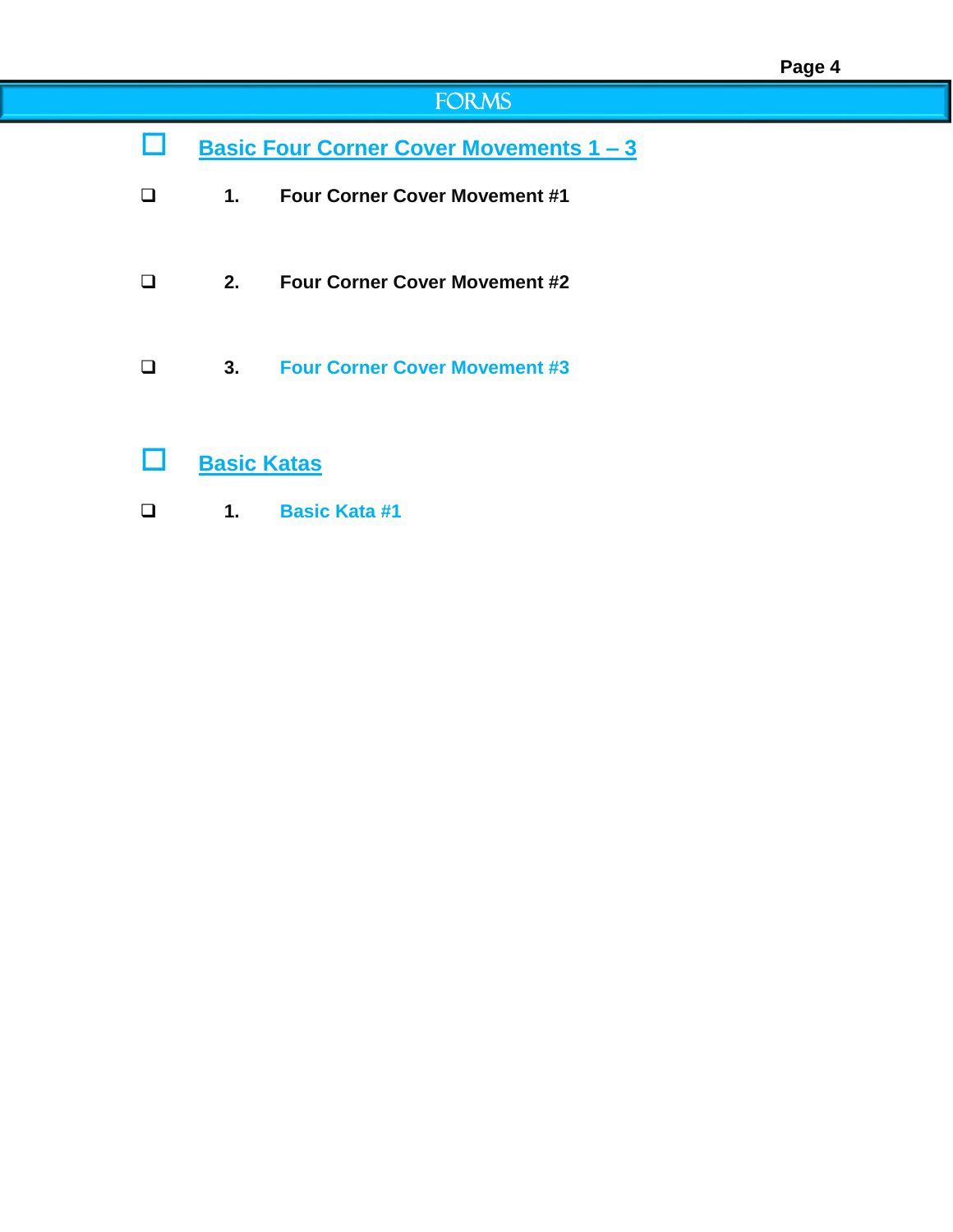# FORMS

## ☐ Basic Four Corner Cover Movements 1 – 3

- ☐ 1. **Four Corner Cover Movement #1**
- ☐ 2. **Four Corner Cover Movement #2**
- ☐ 3. **Four Corner Cover Movement #3**

## ☐ Basic Katas

- ☐ 1. **Basic Kata #1**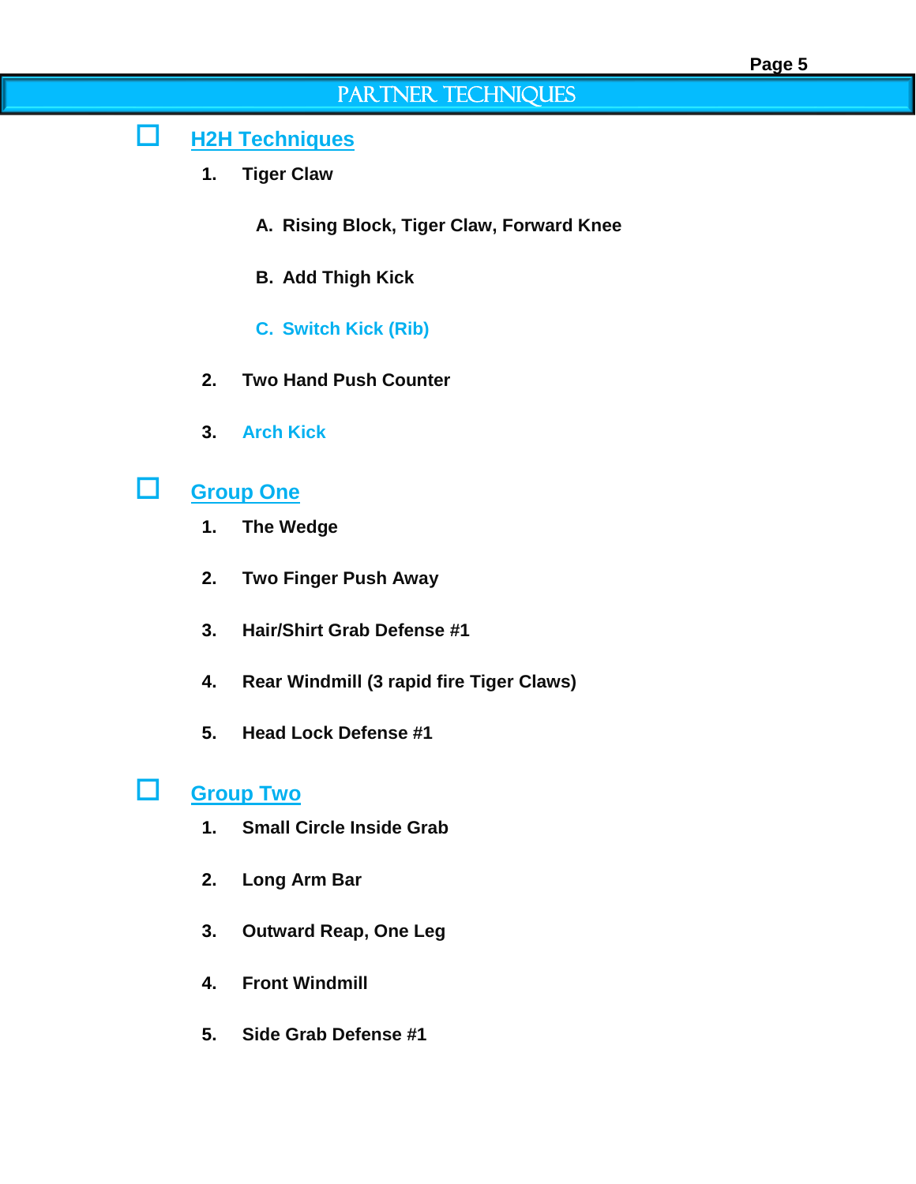# PARTNER TECHNIQUES

## ☐ H2H Techniques

1. Tiger Claw
   - A. Rising Block, Tiger Claw, Forward Knee
   - B. Add Thigh Kick
   - C. Switch Kick (Rib)
2. Two Hand Push Counter
3. Arch Kick

## ☐ Group One

1. The Wedge
2. Two Finger Push Away
3. Hair/Shirt Grab Defense #1
4. Rear Windmill (3 rapid fire Tiger Claws)
5. Head Lock Defense #1

## ☐ Group Two

1. Small Circle Inside Grab
2. Long Arm Bar
3. Outward Reap, One Leg
4. Front Windmill
5. Side Grab Defense #1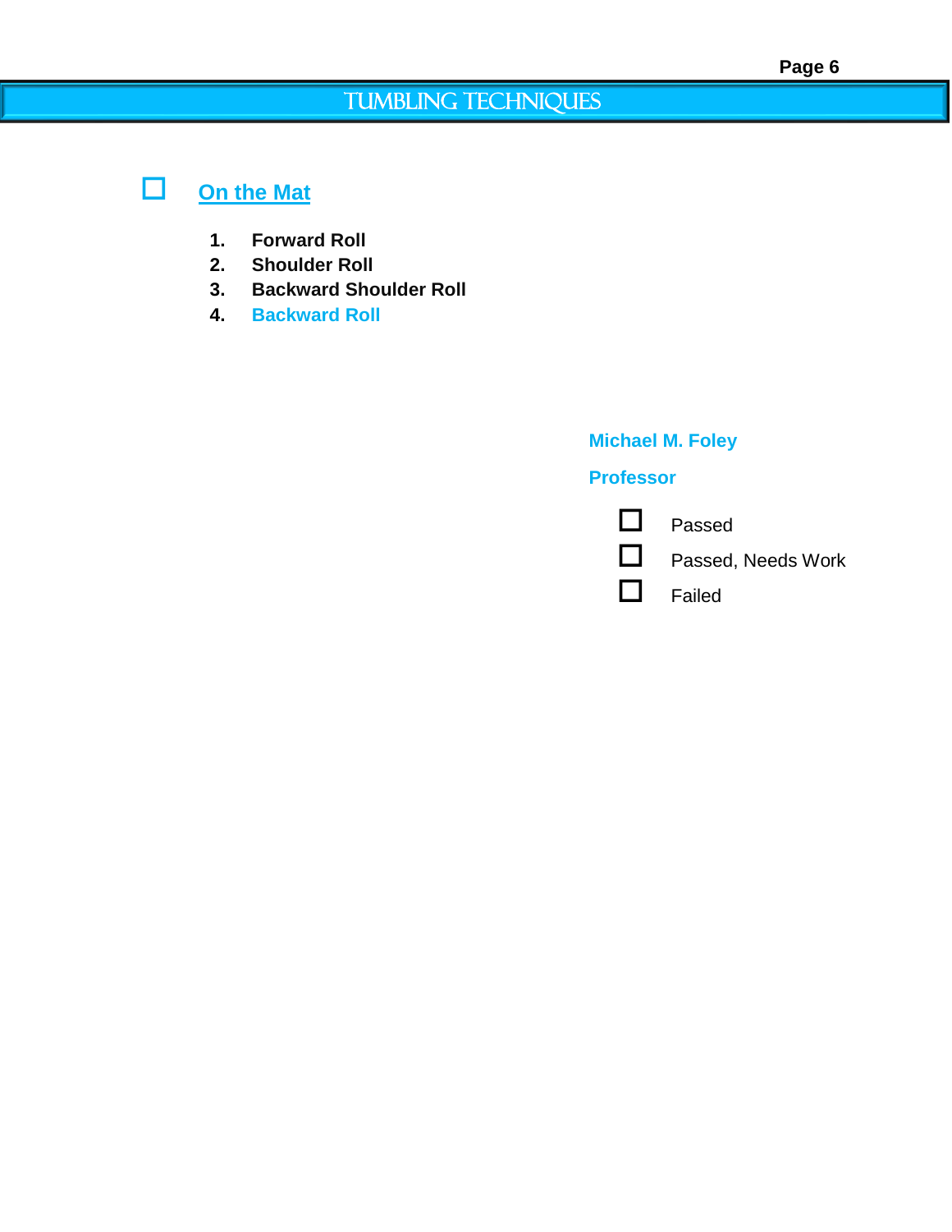# TUMBLING TECHNIQUES

- [ ] **On the Mat**

1. **Forward Roll**
2. **Shoulder Roll**
3. **Backward Shoulder Roll**
4. **Backward Roll**

**Michael M. Foley**

**Professor**

- [ ] Passed
- [ ] Passed, Needs Work
- [ ] Failed